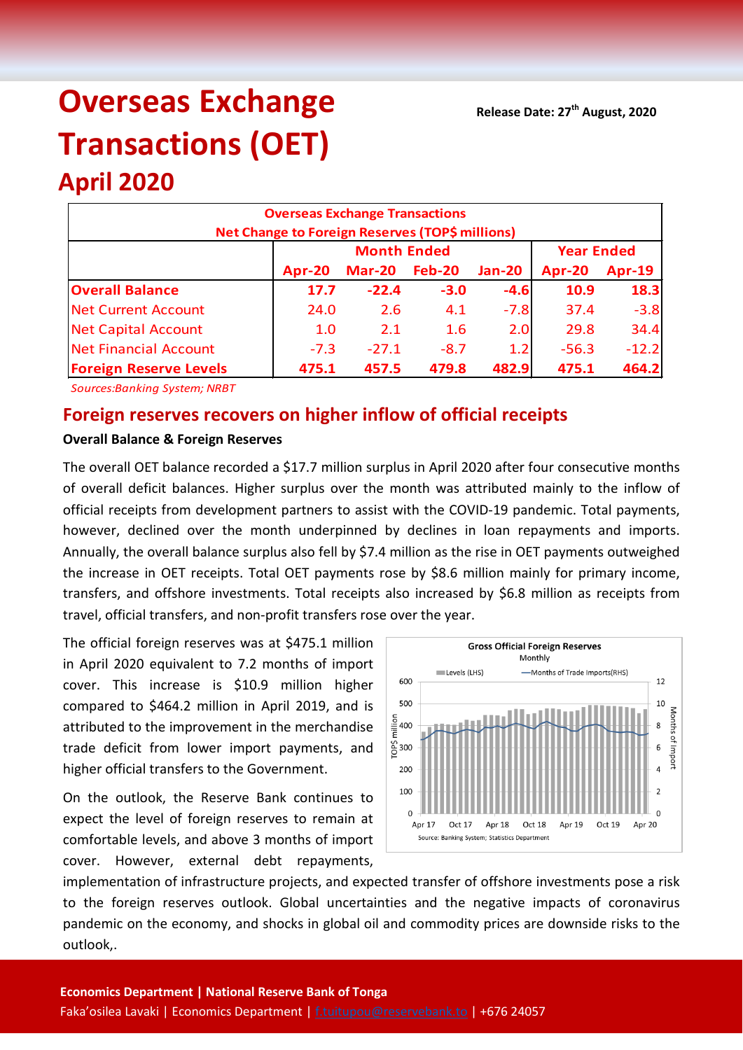# Overseas Exchange Transactions (OET)

## April 2020

**Release Date: 27th August, 2020**

| Overseas Exchange Transactions<br>Net Change to Foreign Reserves (TOP$ millions) | | | | | | |
|---|---|---|---|---|---|---|
| | Month Ended | | | | Year Ended | |
| | Apr-20 | Mar-20 | Feb-20 | Jan-20 | Apr-20 | Apr-19 |
| **Overall Balance** | **17.7** | **-22.4** | **-3.0** | **-4.6** | **10.9** | **18.3** |
| Net Current Account | 24.0 | 2.6 | 4.1 | -7.8 | 37.4 | -3.8 |
| Net Capital Account | 1.0 | 2.1 | 1.6 | 2.0 | 29.8 | 34.4 |
| Net Financial Account | -7.3 | -27.1 | -8.7 | 1.2 | -56.3 | -12.2 |
| **Foreign Reserve Levels** | **475.1** | **457.5** | **479.8** | **482.9** | **475.1** | **464.2** |

*Sources:Banking System; NRBT*

## Foreign reserves recovers on higher inflow of official receipts

**Overall Balance & Foreign Reserves**

The overall OET balance recorded a $17.7 million surplus in April 2020 after four consecutive months of overall deficit balances. Higher surplus over the month was attributed mainly to the inflow of official receipts from development partners to assist with the COVID-19 pandemic. Total payments, however, declined over the month underpinned by declines in loan repayments and imports. Annually, the overall balance surplus also fell by $7.4 million as the rise in OET payments outweighed the increase in OET receipts. Total OET payments rose by $8.6 million mainly for primary income, transfers, and offshore investments. Total receipts also increased by $6.8 million as receipts from travel, official transfers, and non-profit transfers rose over the year.

The official foreign reserves was at $475.1 million in April 2020 equivalent to 7.2 months of import cover. This increase is $10.9 million higher compared to $464.2 million in April 2019, and is attributed to the improvement in the merchandise trade deficit from lower import payments, and higher official transfers to the Government.

On the outlook, the Reserve Bank continues to expect the level of foreign reserves to remain at comfortable levels, and above 3 months of import cover. However, external debt repayments, implementation of infrastructure projects, and expected transfer of offshore investments pose a risk to the foreign reserves outlook. Global uncertainties and the negative impacts of coronavirus pandemic on the economy, and shocks in global oil and commodity prices are downside risks to the outlook,.

**Economics Department | National Reserve Bank of Tonga**

Faka'osilea Lavaki | Economics Department | f.tuitupou@reservebank.to | +676 24057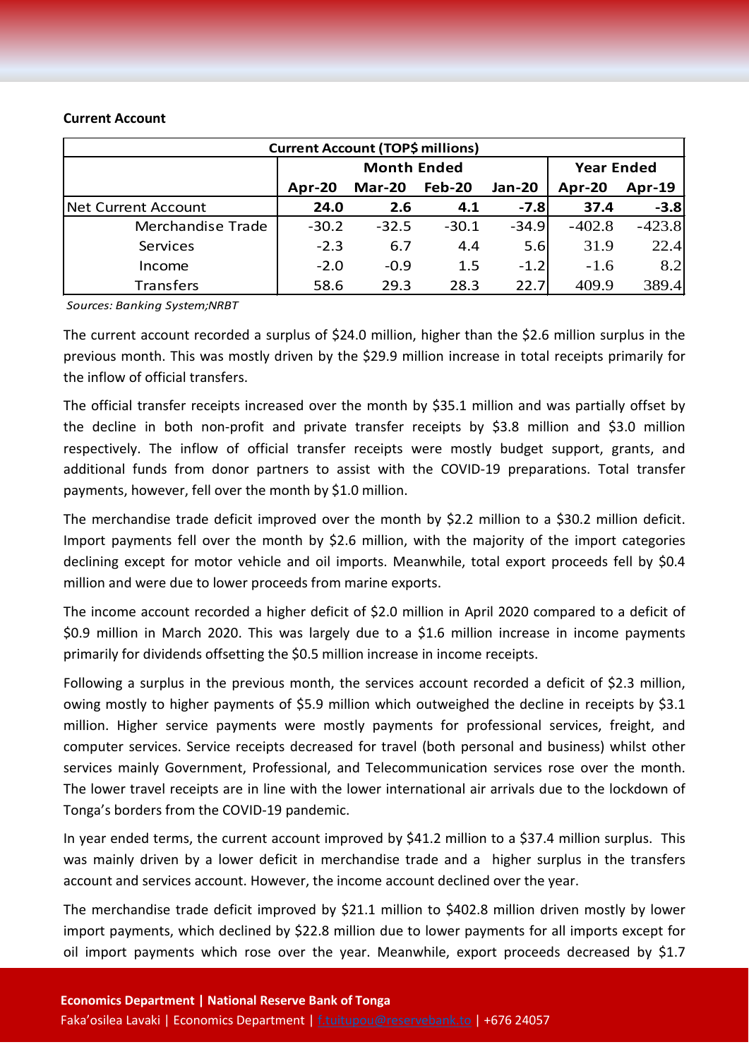**Current Account**

| Current Account (TOP$ millions) | | | | | | |
|---|---|---|---|---|---|---|
| | Month Ended | | | | Year Ended | |
| | Apr-20 | Mar-20 | Feb-20 | Jan-20 | Apr-20 | Apr-19 |
| Net Current Account | **24.0** | **2.6** | **4.1** | **-7.8** | **37.4** | **-3.8** |
| Merchandise Trade | -30.2 | -32.5 | -30.1 | -34.9 | -402.8 | -423.8 |
| Services | -2.3 | 6.7 | 4.4 | 5.6 | 31.9 | 22.4 |
| Income | -2.0 | -0.9 | 1.5 | -1.2 | -1.6 | 8.2 |
| Transfers | 58.6 | 29.3 | 28.3 | 22.7 | 409.9 | 389.4 |

*Sources: Banking System;NRBT*

The current account recorded a surplus of $24.0 million, higher than the $2.6 million surplus in the previous month. This was mostly driven by the $29.9 million increase in total receipts primarily for the inflow of official transfers.

The official transfer receipts increased over the month by $35.1 million and was partially offset by the decline in both non-profit and private transfer receipts by $3.8 million and $3.0 million respectively. The inflow of official transfer receipts were mostly budget support, grants, and additional funds from donor partners to assist with the COVID-19 preparations. Total transfer payments, however, fell over the month by $1.0 million.

The merchandise trade deficit improved over the month by $2.2 million to a $30.2 million deficit. Import payments fell over the month by $2.6 million, with the majority of the import categories declining except for motor vehicle and oil imports. Meanwhile, total export proceeds fell by $0.4 million and were due to lower proceeds from marine exports.

The income account recorded a higher deficit of $2.0 million in April 2020 compared to a deficit of $0.9 million in March 2020. This was largely due to a $1.6 million increase in income payments primarily for dividends offsetting the $0.5 million increase in income receipts.

Following a surplus in the previous month, the services account recorded a deficit of $2.3 million, owing mostly to higher payments of $5.9 million which outweighed the decline in receipts by $3.1 million. Higher service payments were mostly payments for professional services, freight, and computer services. Service receipts decreased for travel (both personal and business) whilst other services mainly Government, Professional, and Telecommunication services rose over the month. The lower travel receipts are in line with the lower international air arrivals due to the lockdown of Tonga's borders from the COVID-19 pandemic.

In year ended terms, the current account improved by $41.2 million to a $37.4 million surplus. This was mainly driven by a lower deficit in merchandise trade and a higher surplus in the transfers account and services account. However, the income account declined over the year.

The merchandise trade deficit improved by $21.1 million to $402.8 million driven mostly by lower import payments, which declined by $22.8 million due to lower payments for all imports except for oil import payments which rose over the year. Meanwhile, export proceeds decreased by $1.7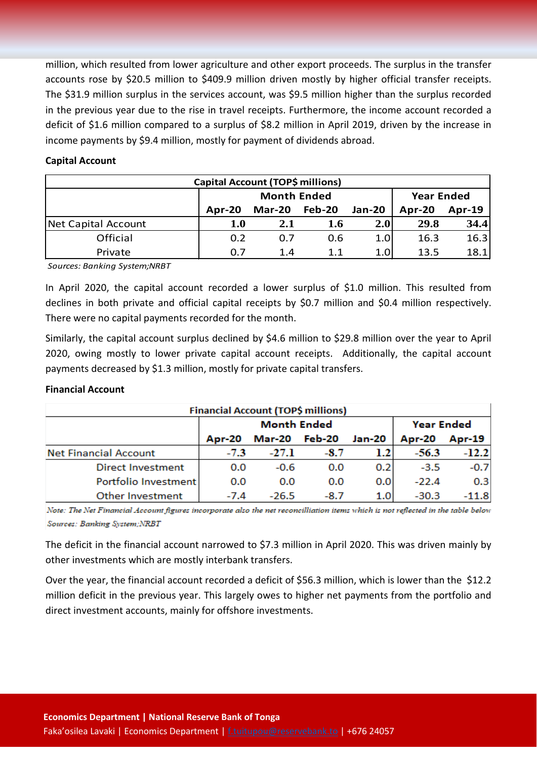million, which resulted from lower agriculture and other export proceeds. The surplus in the transfer accounts rose by $20.5 million to $409.9 million driven mostly by higher official transfer receipts. The $31.9 million surplus in the services account, was $9.5 million higher than the surplus recorded in the previous year due to the rise in travel receipts. Furthermore, the income account recorded a deficit of $1.6 million compared to a surplus of $8.2 million in April 2019, driven by the increase in income payments by $9.4 million, mostly for payment of dividends abroad.

**Capital Account**

| Capital Account (TOP$ millions) | | | | | | |
|---|---|---|---|---|---|---|
| | Month Ended | | | | Year Ended | |
| | Apr-20 | Mar-20 | Feb-20 | Jan-20 | Apr-20 | Apr-19 |
| Net Capital Account | **1.0** | **2.1** | **1.6** | **2.0** | **29.8** | **34.4** |
| Official | 0.2 | 0.7 | 0.6 | 1.0 | 16.3 | 16.3 |
| Private | 0.7 | 1.4 | 1.1 | 1.0 | 13.5 | 18.1 |

*Sources: Banking System;NRBT*

In April 2020, the capital account recorded a lower surplus of $1.0 million. This resulted from declines in both private and official capital receipts by $0.7 million and $0.4 million respectively. There were no capital payments recorded for the month.

Similarly, the capital account surplus declined by $4.6 million to $29.8 million over the year to April 2020, owing mostly to lower private capital account receipts. Additionally, the capital account payments decreased by $1.3 million, mostly for private capital transfers.

**Financial Account**

| Financial Account (TOP$ millions) | | | | | | |
|---|---|---|---|---|---|---|
| | Month Ended | | | | Year Ended | |
| | Apr-20 | Mar-20 | Feb-20 | Jan-20 | Apr-20 | Apr-19 |
| Net Financial Account | -7.3 | -27.1 | -8.7 | 1.2 | -56.3 | -12.2 |
| Direct Investment | 0.0 | -0.6 | 0.0 | 0.2 | -3.5 | -0.7 |
| Portfolio Investment | 0.0 | 0.0 | 0.0 | 0.0 | -22.4 | 0.3 |
| Other Investment | -7.4 | -26.5 | -8.7 | 1.0 | -30.3 | -11.8 |

*Note: The Net Financial Account figures incorporate also the net reconcilliation items which is not reflected in the table below*

*Sources: Banking System;NRBT*

The deficit in the financial account narrowed to $7.3 million in April 2020. This was driven mainly by other investments which are mostly interbank transfers.

Over the year, the financial account recorded a deficit of $56.3 million, which is lower than the $12.2 million deficit in the previous year. This largely owes to higher net payments from the portfolio and direct investment accounts, mainly for offshore investments.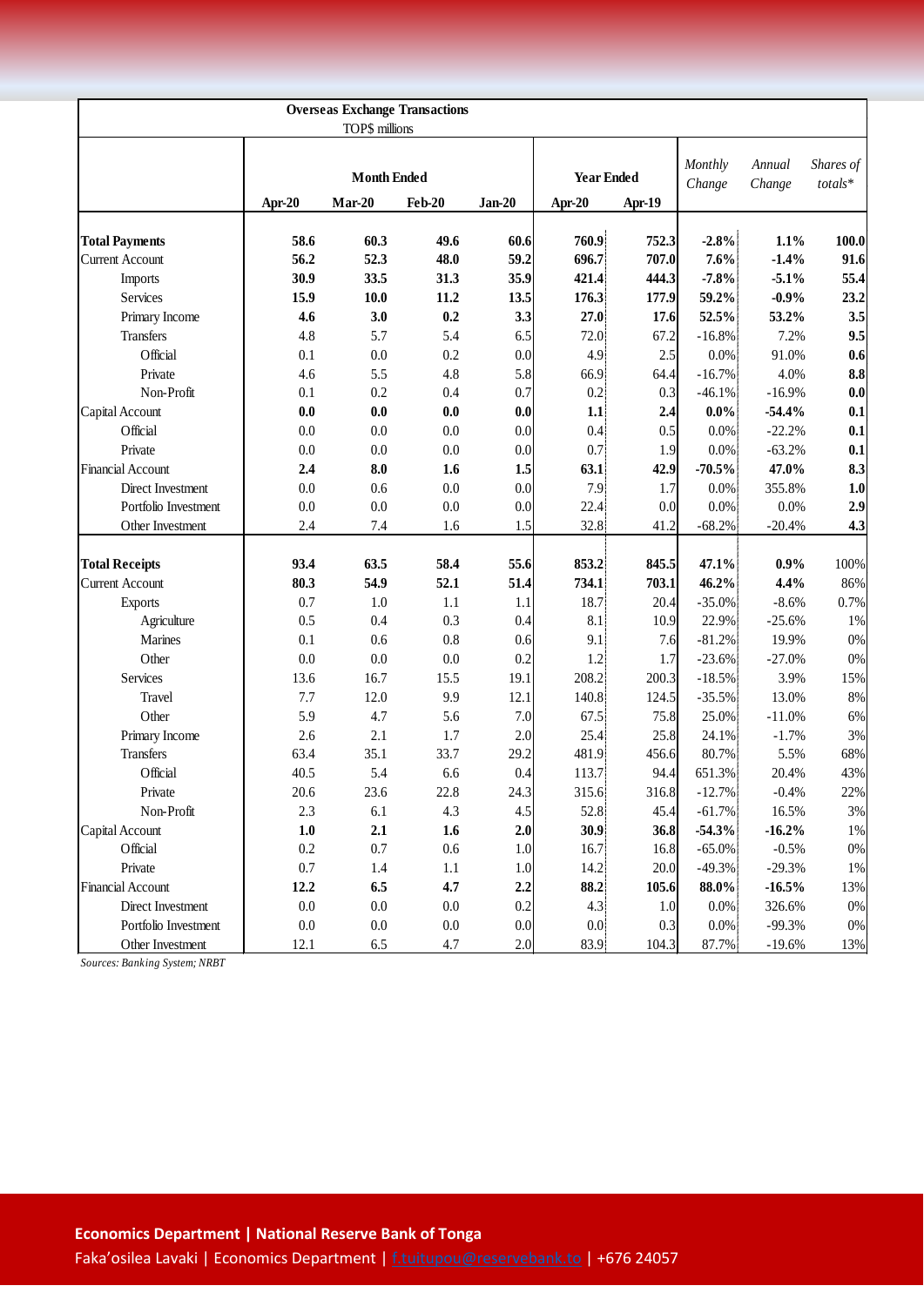**Overseas Exchange Transactions**

TOP$ millions

| | Month Ended | | | | Year Ended | | Monthly Change | Annual Change | Shares of totals* |
|---|---|---|---|---|---|---|---|---|---|
| | Apr-20 | Mar-20 | Feb-20 | Jan-20 | Apr-20 | Apr-19 | | | |
| **Total Payments** | **58.6** | **60.3** | **49.6** | **60.6** | **760.9** | **752.3** | **-2.8%** | **1.1%** | **100.0** |
| Current Account | **56.2** | **52.3** | **48.0** | **59.2** | **696.7** | **707.0** | **7.6%** | **-1.4%** | **91.6** |
| Imports | **30.9** | **33.5** | **31.3** | **35.9** | **421.4** | **444.3** | **-7.8%** | **-5.1%** | **55.4** |
| Services | **15.9** | **10.0** | **11.2** | **13.5** | **176.3** | **177.9** | **59.2%** | **-0.9%** | **23.2** |
| Primary Income | **4.6** | **3.0** | **0.2** | **3.3** | **27.0** | **17.6** | **52.5%** | **53.2%** | **3.5** |
| Transfers | 4.8 | 5.7 | 5.4 | 6.5 | 72.0 | 67.2 | -16.8% | 7.2% | **9.5** |
| Official | 0.1 | 0.0 | 0.2 | 0.0 | 4.9 | 2.5 | 0.0% | 91.0% | **0.6** |
| Private | 4.6 | 5.5 | 4.8 | 5.8 | 66.9 | 64.4 | -16.7% | 4.0% | **8.8** |
| Non-Profit | 0.1 | 0.2 | 0.4 | 0.7 | 0.2 | 0.3 | -46.1% | -16.9% | **0.0** |
| Capital Account | **0.0** | **0.0** | **0.0** | **0.0** | **1.1** | **2.4** | **0.0%** | **-54.4%** | **0.1** |
| Official | 0.0 | 0.0 | 0.0 | 0.0 | 0.4 | 0.5 | 0.0% | -22.2% | **0.1** |
| Private | 0.0 | 0.0 | 0.0 | 0.0 | 0.7 | 1.9 | 0.0% | -63.2% | **0.1** |
| Financial Account | **2.4** | **8.0** | **1.6** | **1.5** | **63.1** | **42.9** | **-70.5%** | **47.0%** | **8.3** |
| Direct Investment | 0.0 | 0.6 | 0.0 | 0.0 | 7.9 | 1.7 | 0.0% | 355.8% | **1.0** |
| Portfolio Investment | 0.0 | 0.0 | 0.0 | 0.0 | 22.4 | 0.0 | 0.0% | 0.0% | **2.9** |
| Other Investment | 2.4 | 7.4 | 1.6 | 1.5 | 32.8 | 41.2 | -68.2% | -20.4% | **4.3** |
| **Total Receipts** | **93.4** | **63.5** | **58.4** | **55.6** | **853.2** | **845.5** | **47.1%** | **0.9%** | 100% |
| Current Account | **80.3** | **54.9** | **52.1** | **51.4** | **734.1** | **703.1** | **46.2%** | **4.4%** | 86% |
| Exports | 0.7 | 1.0 | 1.1 | 1.1 | 18.7 | 20.4 | -35.0% | -8.6% | 0.7% |
| Agriculture | 0.5 | 0.4 | 0.3 | 0.4 | 8.1 | 10.9 | 22.9% | -25.6% | 1% |
| Marines | 0.1 | 0.6 | 0.8 | 0.6 | 9.1 | 7.6 | -81.2% | 19.9% | 0% |
| Other | 0.0 | 0.0 | 0.0 | 0.2 | 1.2 | 1.7 | -23.6% | -27.0% | 0% |
| Services | 13.6 | 16.7 | 15.5 | 19.1 | 208.2 | 200.3 | -18.5% | 3.9% | 15% |
| Travel | 7.7 | 12.0 | 9.9 | 12.1 | 140.8 | 124.5 | -35.5% | 13.0% | 8% |
| Other | 5.9 | 4.7 | 5.6 | 7.0 | 67.5 | 75.8 | 25.0% | -11.0% | 6% |
| Primary Income | 2.6 | 2.1 | 1.7 | 2.0 | 25.4 | 25.8 | 24.1% | -1.7% | 3% |
| Transfers | 63.4 | 35.1 | 33.7 | 29.2 | 481.9 | 456.6 | 80.7% | 5.5% | 68% |
| Official | 40.5 | 5.4 | 6.6 | 0.4 | 113.7 | 94.4 | 651.3% | 20.4% | 43% |
| Private | 20.6 | 23.6 | 22.8 | 24.3 | 315.6 | 316.8 | -12.7% | -0.4% | 22% |
| Non-Profit | 2.3 | 6.1 | 4.3 | 4.5 | 52.8 | 45.4 | -61.7% | 16.5% | 3% |
| Capital Account | **1.0** | **2.1** | **1.6** | **2.0** | **30.9** | **36.8** | **-54.3%** | **-16.2%** | 1% |
| Official | 0.2 | 0.7 | 0.6 | 1.0 | 16.7 | 16.8 | -65.0% | -0.5% | 0% |
| Private | 0.7 | 1.4 | 1.1 | 1.0 | 14.2 | 20.0 | -49.3% | -29.3% | 1% |
| Financial Account | **12.2** | **6.5** | **4.7** | **2.2** | **88.2** | **105.6** | **88.0%** | **-16.5%** | 13% |
| Direct Investment | 0.0 | 0.0 | 0.0 | 0.2 | 4.3 | 1.0 | 0.0% | 326.6% | 0% |
| Portfolio Investment | 0.0 | 0.0 | 0.0 | 0.0 | 0.0 | 0.3 | 0.0% | -99.3% | 0% |
| Other Investment | 12.1 | 6.5 | 4.7 | 2.0 | 83.9 | 104.3 | 87.7% | -19.6% | 13% |

*Sources: Banking System; NRBT*

**Economics Department | National Reserve Bank of Tonga**

Faka'osilea Lavaki | Economics Department | f.tuitupou@reservebank.to | +676 24057